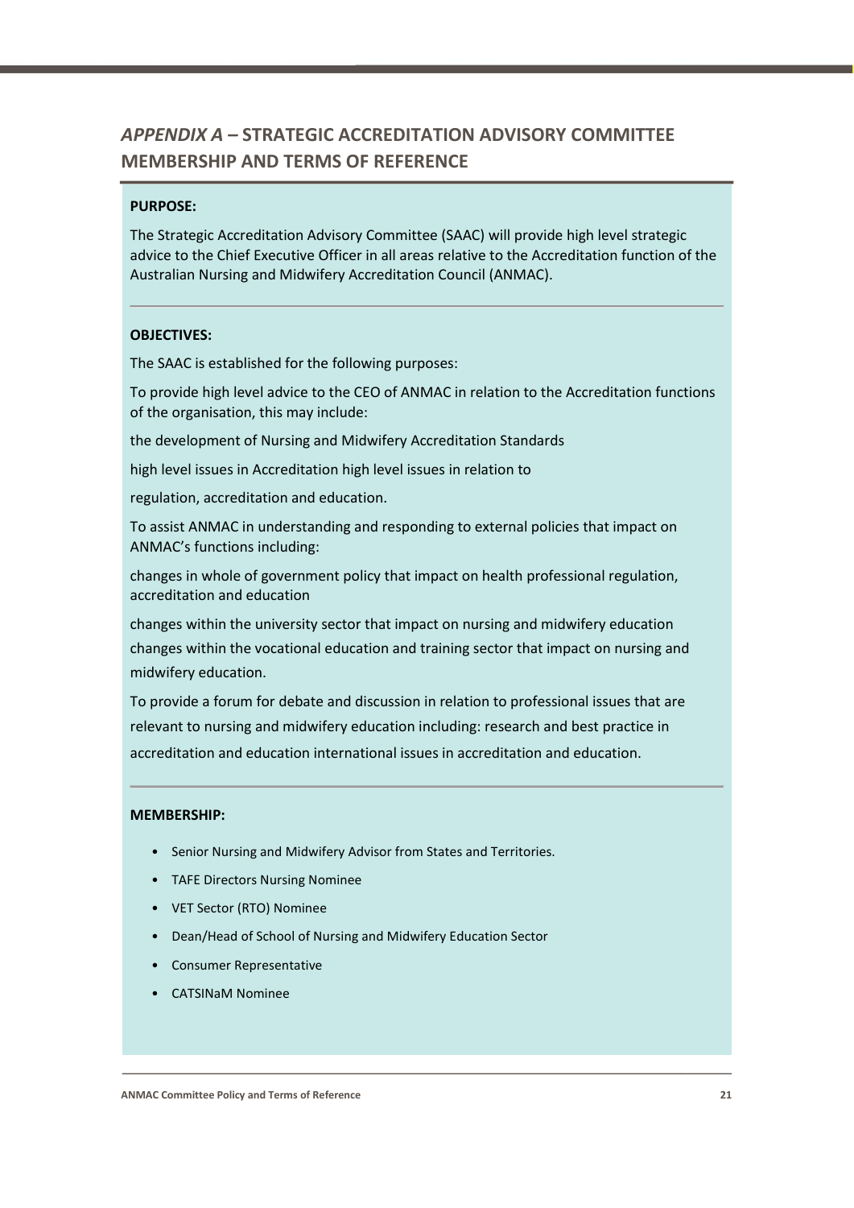# *APPENDIX A* – STRATEGIC ACCREDITATION ADVISORY COMMITTEE MEMBERSHIP AND TERMS OF REFERENCE

**PURPOSE:**

The Strategic Accreditation Advisory Committee (SAAC) will provide high level strategic advice to the Chief Executive Officer in all areas relative to the Accreditation function of the Australian Nursing and Midwifery Accreditation Council (ANMAC).

---

**OBJECTIVES:**

The SAAC is established for the following purposes:

To provide high level advice to the CEO of ANMAC in relation to the Accreditation functions of the organisation, this may include:

the development of Nursing and Midwifery Accreditation Standards

high level issues in Accreditation high level issues in relation to

regulation, accreditation and education.

To assist ANMAC in understanding and responding to external policies that impact on ANMAC's functions including:

changes in whole of government policy that impact on health professional regulation, accreditation and education

changes within the university sector that impact on nursing and midwifery education changes within the vocational education and training sector that impact on nursing and midwifery education.

To provide a forum for debate and discussion in relation to professional issues that are relevant to nursing and midwifery education including: research and best practice in accreditation and education international issues in accreditation and education.

---

**MEMBERSHIP:**

- Senior Nursing and Midwifery Advisor from States and Territories.
- TAFE Directors Nursing Nominee
- VET Sector (RTO) Nominee
- Dean/Head of School of Nursing and Midwifery Education Sector
- Consumer Representative
- CATSINaM Nominee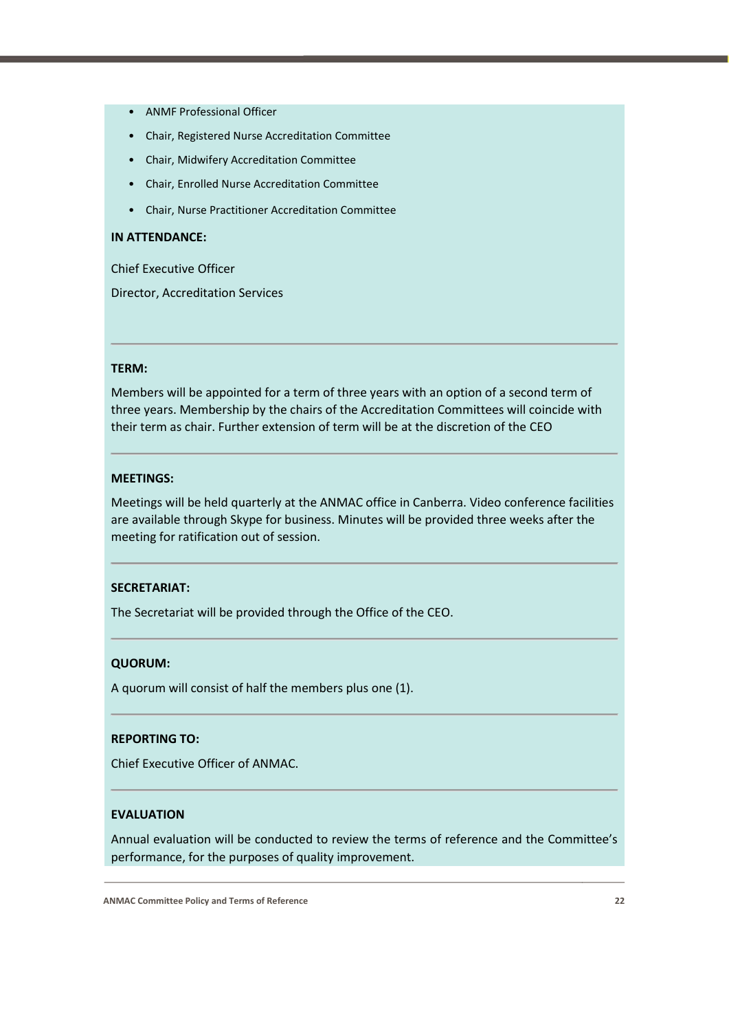- ANMF Professional Officer
- Chair, Registered Nurse Accreditation Committee
- Chair, Midwifery Accreditation Committee
- Chair, Enrolled Nurse Accreditation Committee
- Chair, Nurse Practitioner Accreditation Committee

**IN ATTENDANCE:**

Chief Executive Officer

Director, Accreditation Services

---

**TERM:**

Members will be appointed for a term of three years with an option of a second term of three years. Membership by the chairs of the Accreditation Committees will coincide with their term as chair. Further extension of term will be at the discretion of the CEO

---

**MEETINGS:**

Meetings will be held quarterly at the ANMAC office in Canberra. Video conference facilities are available through Skype for business. Minutes will be provided three weeks after the meeting for ratification out of session.

---

**SECRETARIAT:**

The Secretariat will be provided through the Office of the CEO.

---

**QUORUM:**

A quorum will consist of half the members plus one (1).

---

**REPORTING TO:**

Chief Executive Officer of ANMAC.

---

**EVALUATION**

Annual evaluation will be conducted to review the terms of reference and the Committee's performance, for the purposes of quality improvement.